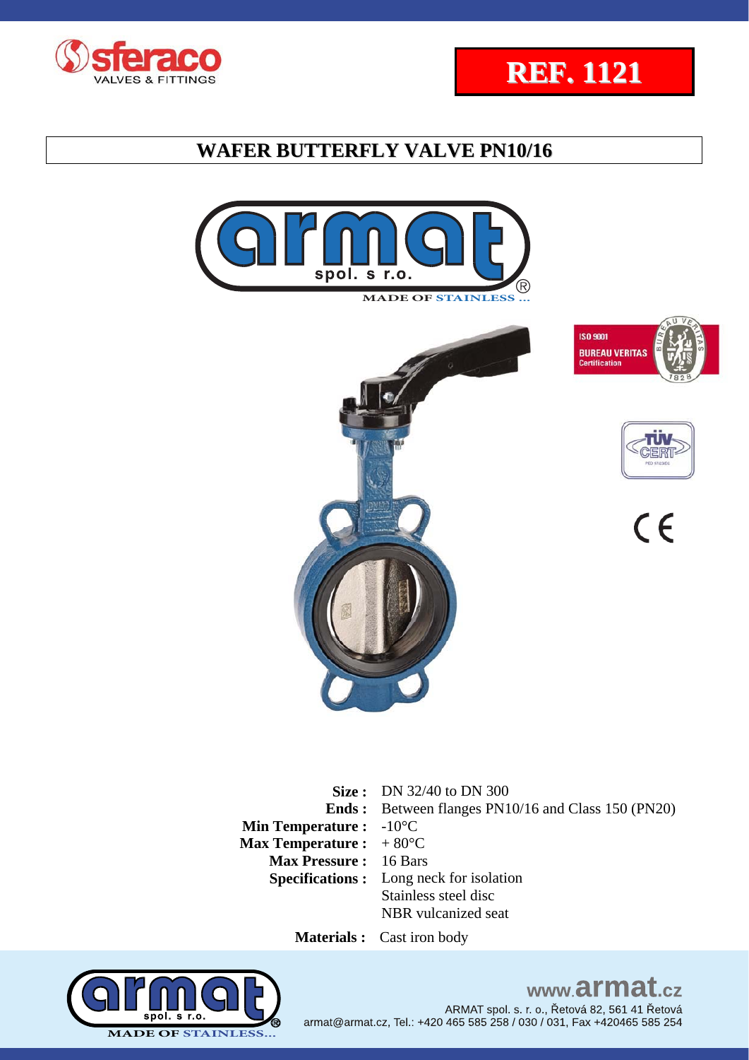REF. 1121

# WAFER BUTTERFLY VALVE PN10/16

MADE OF STAINLESS ...

| | |
|---|---|
| **Size :** | DN 32/40 to DN 300 |
| **Ends :** | Between flanges PN10/16 and Class 150 (PN20) |
| **Min Temperature :** | -10°C |
| **Max Temperature :** | + 80°C |
| **Max Pressure :** | 16 Bars |
| **Specifications :** | Long neck for isolation<br>Stainless steel disc<br>NBR vulcanized seat |
| **Materials :** | Cast iron body |

www.armat.cz

ARMAT spol. s. r. o., Řetová 82, 561 41 Řetová
armat@armat.cz, Tel.: +420 465 585 258 / 030 / 031, Fax +420465 585 254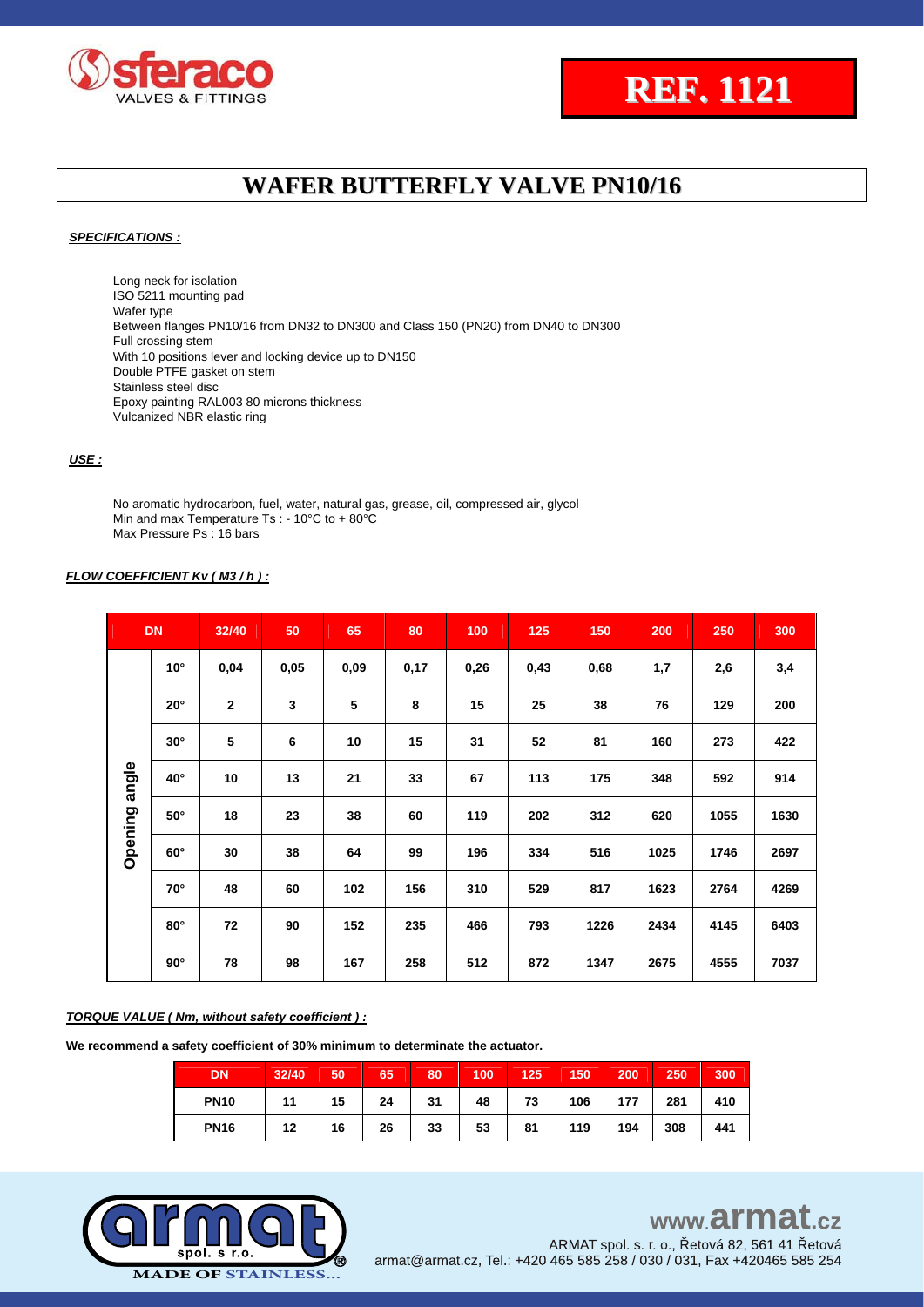**REF. 1121**

# WAFER BUTTERFLY VALVE PN10/16

***SPECIFICATIONS :***

Long neck for isolation
ISO 5211 mounting pad
Wafer type
Between flanges PN10/16 from DN32 to DN300 and Class 150 (PN20) from DN40 to DN300
Full crossing stem
With 10 positions lever and locking device up to DN150
Double PTFE gasket on stem
Stainless steel disc
Epoxy painting RAL003 80 microns thickness
Vulcanized NBR elastic ring

***USE :***

No aromatic hydrocarbon, fuel, water, natural gas, grease, oil, compressed air, glycol
Min and max Temperature Ts : - 10°C to + 80°C
Max Pressure Ps : 16 bars

***FLOW COEFFICIENT Kv ( M3 / h ) :***

| DN | | 32/40 | 50 | 65 | 80 | 100 | 125 | 150 | 200 | 250 | 300 |
|---|---|---|---|---|---|---|---|---|---|---|---|
| Opening angle | 10° | 0,04 | 0,05 | 0,09 | 0,17 | 0,26 | 0,43 | 0,68 | 1,7 | 2,6 | 3,4 |
| | 20° | 2 | 3 | 5 | 8 | 15 | 25 | 38 | 76 | 129 | 200 |
| | 30° | 5 | 6 | 10 | 15 | 31 | 52 | 81 | 160 | 273 | 422 |
| | 40° | 10 | 13 | 21 | 33 | 67 | 113 | 175 | 348 | 592 | 914 |
| | 50° | 18 | 23 | 38 | 60 | 119 | 202 | 312 | 620 | 1055 | 1630 |
| | 60° | 30 | 38 | 64 | 99 | 196 | 334 | 516 | 1025 | 1746 | 2697 |
| | 70° | 48 | 60 | 102 | 156 | 310 | 529 | 817 | 1623 | 2764 | 4269 |
| | 80° | 72 | 90 | 152 | 235 | 466 | 793 | 1226 | 2434 | 4145 | 6403 |
| | 90° | 78 | 98 | 167 | 258 | 512 | 872 | 1347 | 2675 | 4555 | 7037 |

***TORQUE VALUE ( Nm, without safety coefficient ) :***

**We recommend a safety coefficient of 30% minimum to determinate the actuator.**

| DN | 32/40 | 50 | 65 | 80 | 100 | 125 | 150 | 200 | 250 | 300 |
|---|---|---|---|---|---|---|---|---|---|---|
| PN10 | 11 | 15 | 24 | 31 | 48 | 73 | 106 | 177 | 281 | 410 |
| PN16 | 12 | 16 | 26 | 33 | 53 | 81 | 119 | 194 | 308 | 441 |

www.armat.cz
ARMAT spol. s r. o., Řetová 82, 561 41 Řetová
armat@armat.cz, Tel.: +420 465 585 258 / 030 / 031, Fax +420465 585 254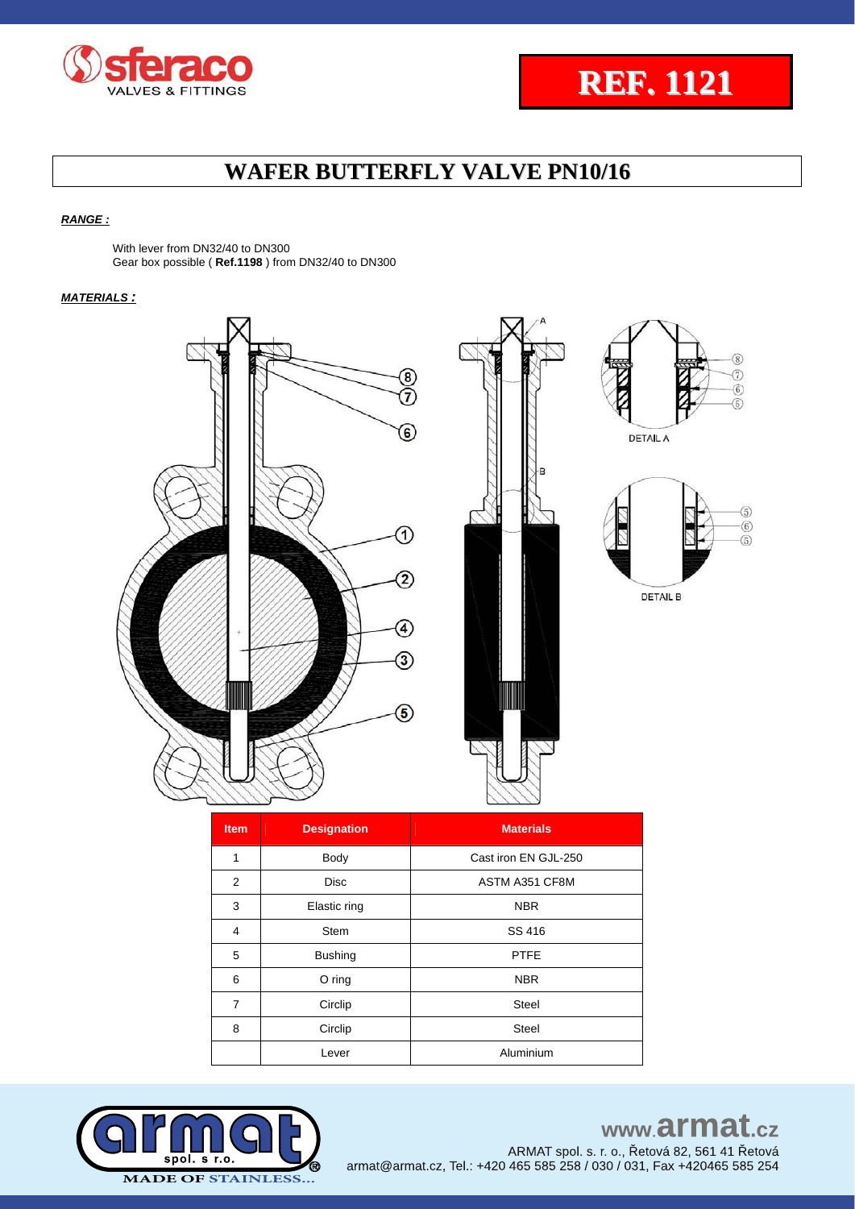# REF. 1121

## WAFER BUTTERFLY VALVE PN10/16

***RANGE :***

With lever from DN32/40 to DN300
Gear box possible ( **Ref.1198** ) from DN32/40 to DN300

***MATERIALS :***

DETAIL A

DETAIL B

| Item | Designation | Materials |
|---|---|---|
| 1 | Body | Cast iron EN GJL-250 |
| 2 | Disc | ASTM A351 CF8M |
| 3 | Elastic ring | NBR |
| 4 | Stem | SS 416 |
| 5 | Bushing | PTFE |
| 6 | O ring | NBR |
| 7 | Circlip | Steel |
| 8 | Circlip | Steel |
| | Lever | Aluminium |

www.armat.cz
ARMAT spol. s r. o., Řetová 82, 561 41 Řetová
armat@armat.cz, Tel.: +420 465 585 258 / 030 / 031, Fax +420465 585 254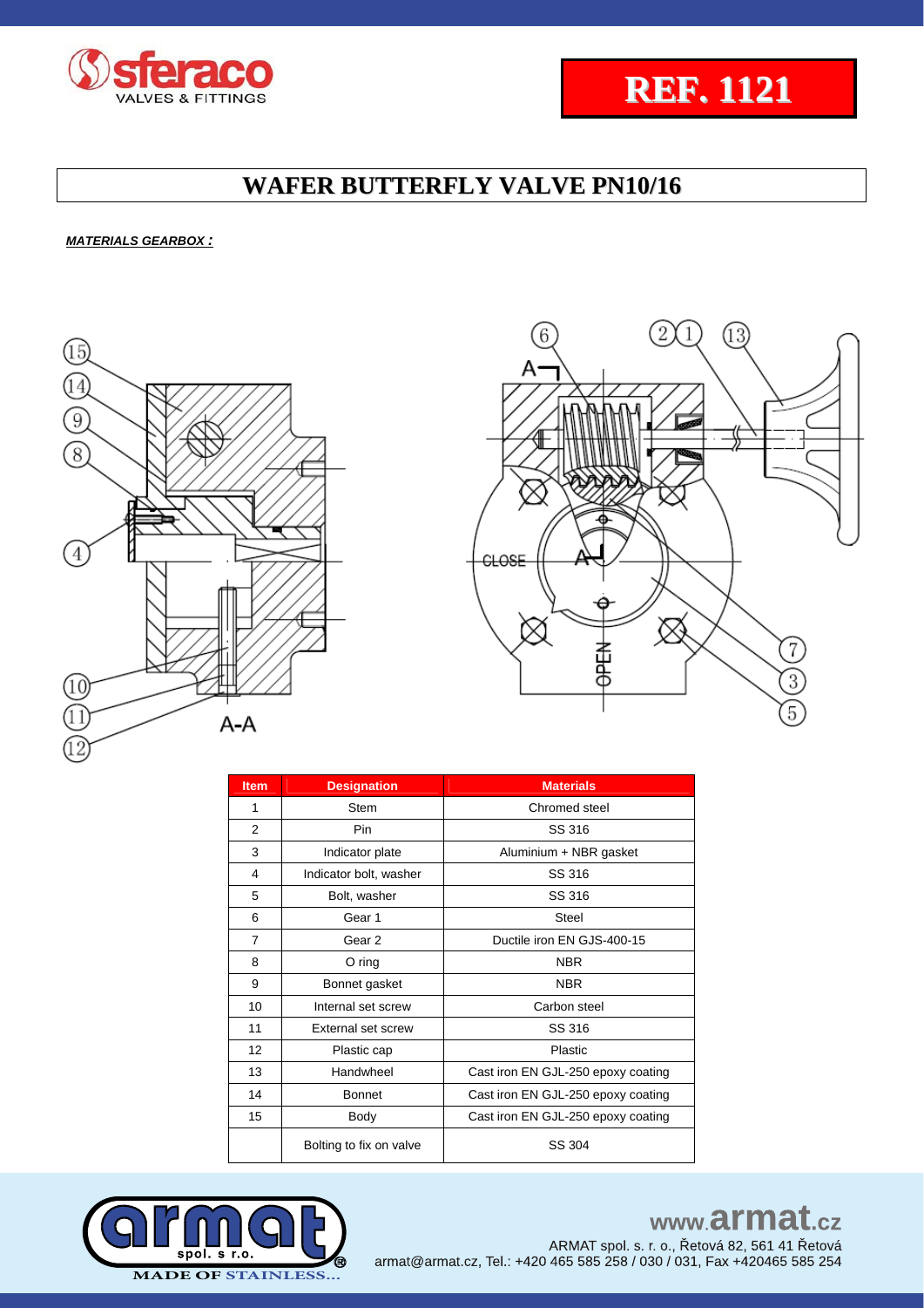# REF. 1121

## WAFER BUTTERFLY VALVE PN10/16

***MATERIALS GEARBOX :***

| Item | Designation | Materials |
|---|---|---|
| 1 | Stem | Chromed steel |
| 2 | Pin | SS 316 |
| 3 | Indicator plate | Aluminium + NBR gasket |
| 4 | Indicator bolt, washer | SS 316 |
| 5 | Bolt, washer | SS 316 |
| 6 | Gear 1 | Steel |
| 7 | Gear 2 | Ductile iron EN GJS-400-15 |
| 8 | O ring | NBR |
| 9 | Bonnet gasket | NBR |
| 10 | Internal set screw | Carbon steel |
| 11 | External set screw | SS 316 |
| 12 | Plastic cap | Plastic |
| 13 | Handwheel | Cast iron EN GJL-250 epoxy coating |
| 14 | Bonnet | Cast iron EN GJL-250 epoxy coating |
| 15 | Body | Cast iron EN GJL-250 epoxy coating |
| | Bolting to fix on valve | SS 304 |

www.armat.cz
ARMAT spol. s r. o., Řetová 82, 561 41 Řetová
armat@armat.cz, Tel.: +420 465 585 258 / 030 / 031, Fax +420465 585 254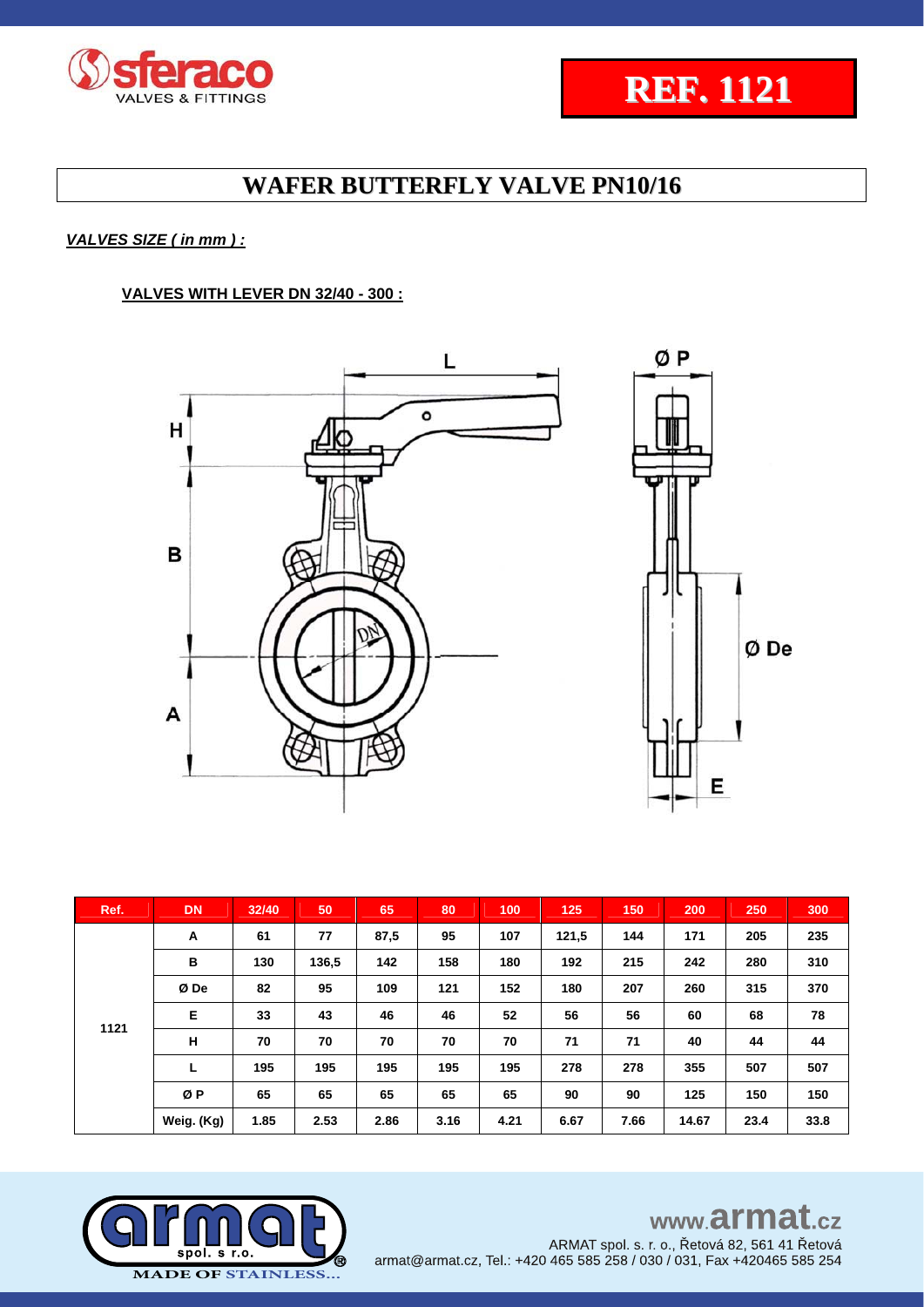**REF. 1121**

# WAFER BUTTERFLY VALVE PN10/16

***VALVES SIZE ( in mm ) :***

**VALVES WITH LEVER DN 32/40 - 300 :**

| Ref. | DN | 32/40 | 50 | 65 | 80 | 100 | 125 | 150 | 200 | 250 | 300 |
|---|---|---|---|---|---|---|---|---|---|---|---|
| 1121 | A | 61 | 77 | 87,5 | 95 | 107 | 121,5 | 144 | 171 | 205 | 235 |
| | B | 130 | 136,5 | 142 | 158 | 180 | 192 | 215 | 242 | 280 | 310 |
| | Ø De | 82 | 95 | 109 | 121 | 152 | 180 | 207 | 260 | 315 | 370 |
| | E | 33 | 43 | 46 | 46 | 52 | 56 | 56 | 60 | 68 | 78 |
| | H | 70 | 70 | 70 | 70 | 70 | 71 | 71 | 40 | 44 | 44 |
| | L | 195 | 195 | 195 | 195 | 195 | 278 | 278 | 355 | 507 | 507 |
| | Ø P | 65 | 65 | 65 | 65 | 65 | 90 | 90 | 125 | 150 | 150 |
| | Weig. (Kg) | 1.85 | 2.53 | 2.86 | 3.16 | 4.21 | 6.67 | 7.66 | 14.67 | 23.4 | 33.8 |

www.armat.cz

ARMAT spol. s r. o., Řetová 82, 561 41 Řetová
armat@armat.cz, Tel.: +420 465 585 258 / 030 / 031, Fax +420465 585 254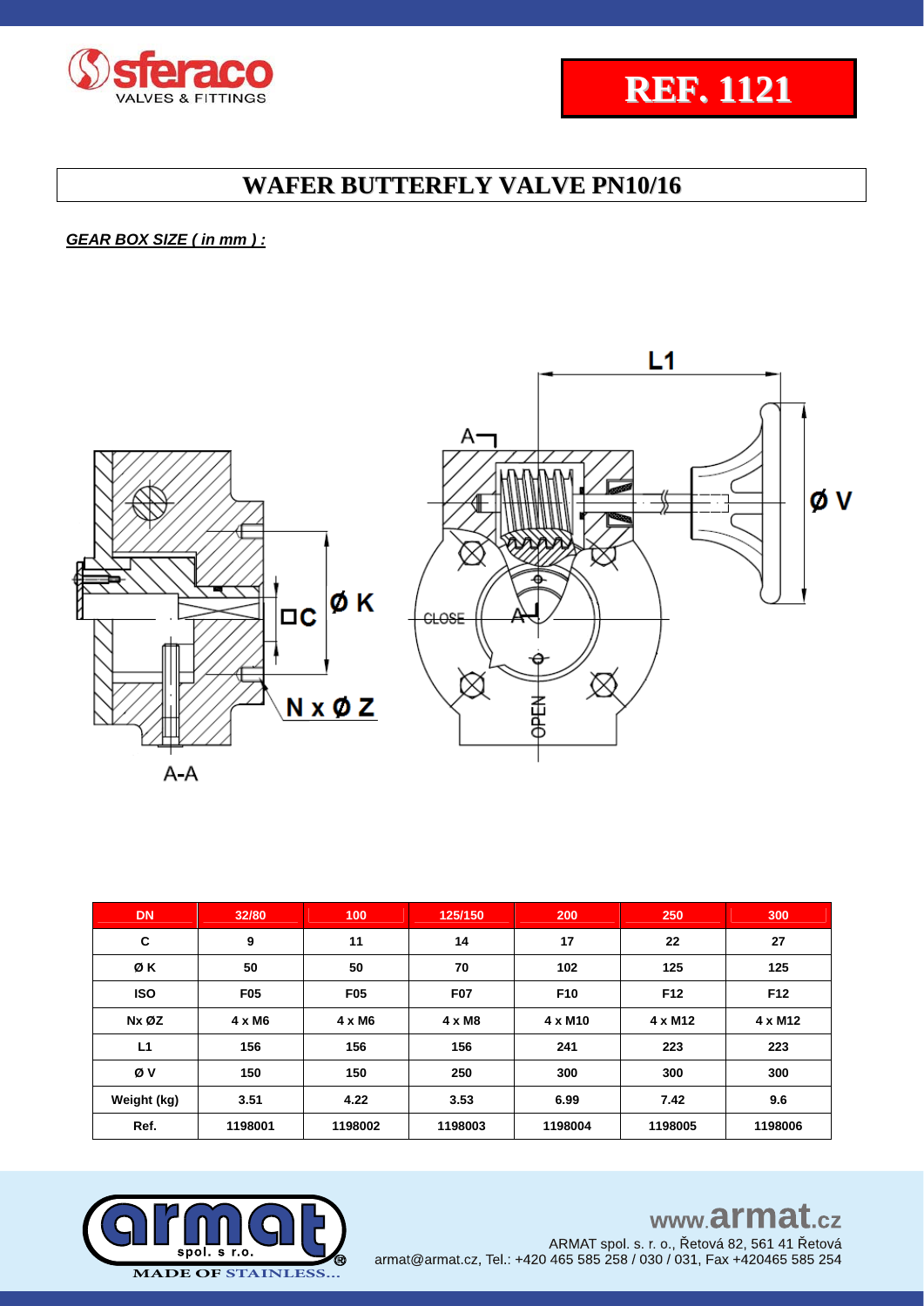**REF. 1121**

# WAFER BUTTERFLY VALVE PN10/16

***GEAR BOX SIZE ( in mm ) :***

| DN | 32/80 | 100 | 125/150 | 200 | 250 | 300 |
|---|---|---|---|---|---|---|
| C | 9 | 11 | 14 | 17 | 22 | 27 |
| Ø K | 50 | 50 | 70 | 102 | 125 | 125 |
| ISO | F05 | F05 | F07 | F10 | F12 | F12 |
| Nx ØZ | 4 x M6 | 4 x M6 | 4 x M8 | 4 x M10 | 4 x M12 | 4 x M12 |
| L1 | 156 | 156 | 156 | 241 | 223 | 223 |
| Ø V | 150 | 150 | 250 | 300 | 300 | 300 |
| Weight (kg) | 3.51 | 4.22 | 3.53 | 6.99 | 7.42 | 9.6 |
| Ref. | 1198001 | 1198002 | 1198003 | 1198004 | 1198005 | 1198006 |

www.armat.cz
ARMAT spol. s r. o., Řetová 82, 561 41 Řetová
armat@armat.cz, Tel.: +420 465 585 258 / 030 / 031, Fax +420465 585 254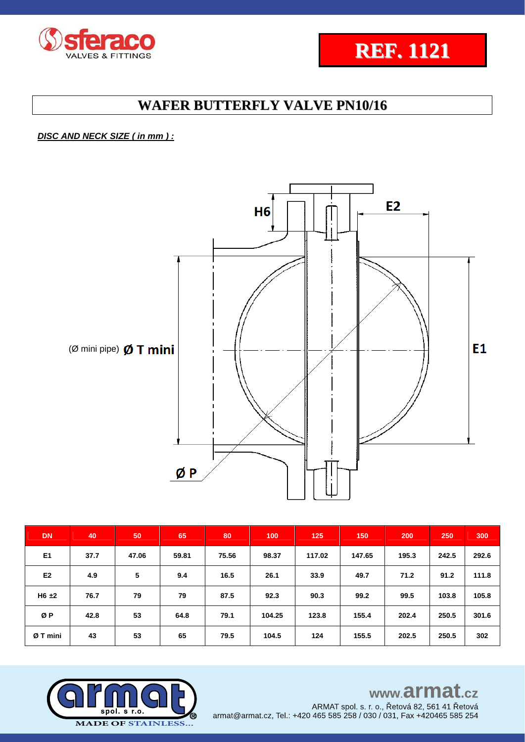REF. 1121

# WAFER BUTTERFLY VALVE PN10/16

***DISC AND NECK SIZE ( in mm ) :***

(Ø mini pipe) **Ø T mini**

**H6** **E2** **E1** **Ø P**

| DN | 40 | 50 | 65 | 80 | 100 | 125 | 150 | 200 | 250 | 300 |
|---|---|---|---|---|---|---|---|---|---|---|
| E1 | 37.7 | 47.06 | 59.81 | 75.56 | 98.37 | 117.02 | 147.65 | 195.3 | 242.5 | 292.6 |
| E2 | 4.9 | 5 | 9.4 | 16.5 | 26.1 | 33.9 | 49.7 | 71.2 | 91.2 | 111.8 |
| H6 ±2 | 76.7 | 79 | 79 | 87.5 | 92.3 | 90.3 | 99.2 | 99.5 | 103.8 | 105.8 |
| Ø P | 42.8 | 53 | 64.8 | 79.1 | 104.25 | 123.8 | 155.4 | 202.4 | 250.5 | 301.6 |
| Ø T mini | 43 | 53 | 65 | 79.5 | 104.5 | 124 | 155.5 | 202.5 | 250.5 | 302 |

www.armat.cz

ARMAT spol. s r. o., Řetová 82, 561 41 Řetová

armat@armat.cz, Tel.: +420 465 585 258 / 030 / 031, Fax +420465 585 254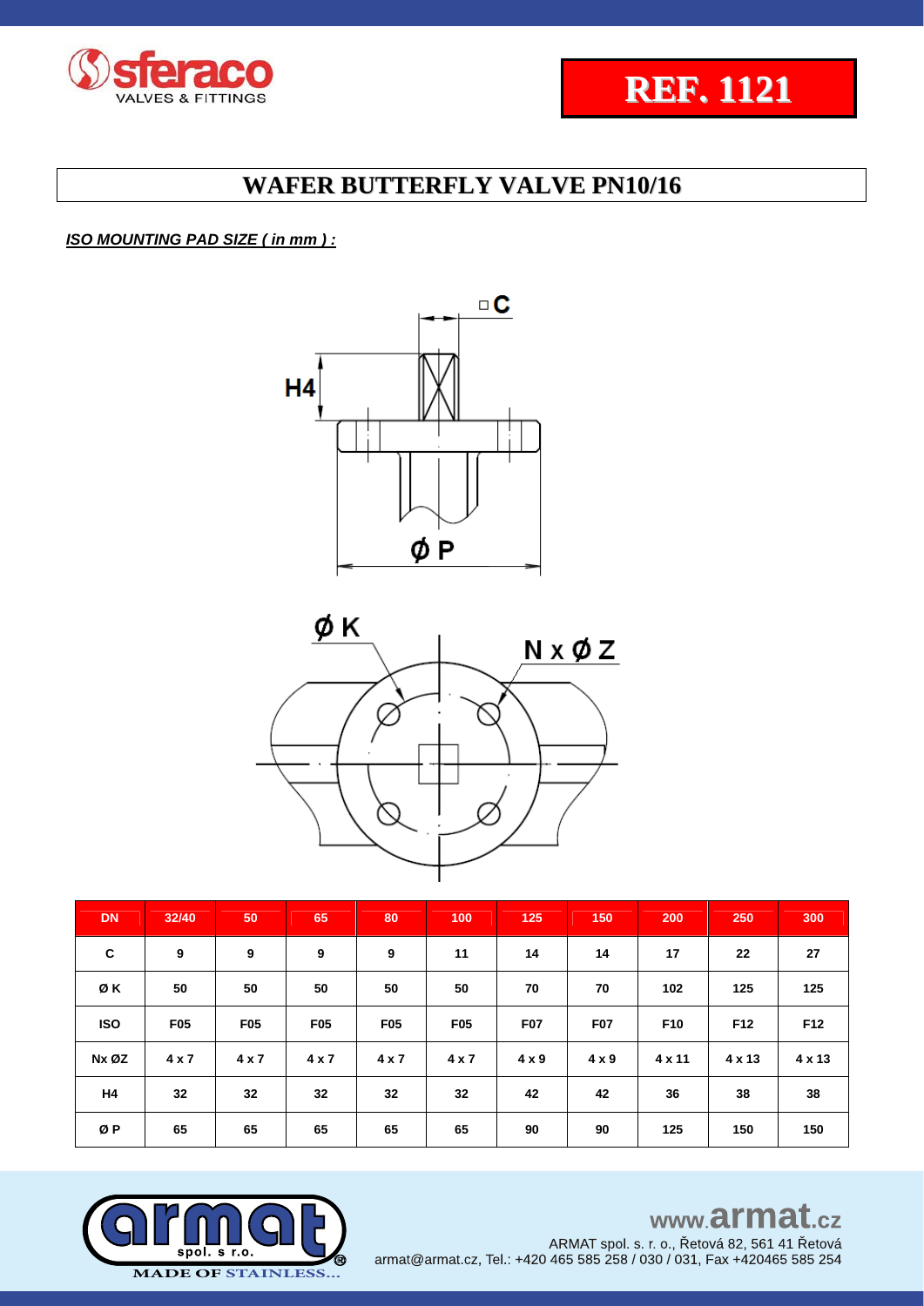# REF. 1121

## WAFER BUTTERFLY VALVE PN10/16

***ISO MOUNTING PAD SIZE ( in mm ) :***

| DN | 32/40 | 50 | 65 | 80 | 100 | 125 | 150 | 200 | 250 | 300 |
|---|---|---|---|---|---|---|---|---|---|---|
| C | 9 | 9 | 9 | 9 | 11 | 14 | 14 | 17 | 22 | 27 |
| Ø K | 50 | 50 | 50 | 50 | 50 | 70 | 70 | 102 | 125 | 125 |
| ISO | F05 | F05 | F05 | F05 | F05 | F07 | F07 | F10 | F12 | F12 |
| Nx ØZ | 4 x 7 | 4 x 7 | 4 x 7 | 4 x 7 | 4 x 7 | 4 x 9 | 4 x 9 | 4 x 11 | 4 x 13 | 4 x 13 |
| H4 | 32 | 32 | 32 | 32 | 32 | 42 | 42 | 36 | 38 | 38 |
| Ø P | 65 | 65 | 65 | 65 | 65 | 90 | 90 | 125 | 150 | 150 |

www.armat.cz

ARMAT spol. s. r. o., Řetová 82, 561 41 Řetová
armat@armat.cz, Tel.: +420 465 585 258 / 030 / 031, Fax +420465 585 254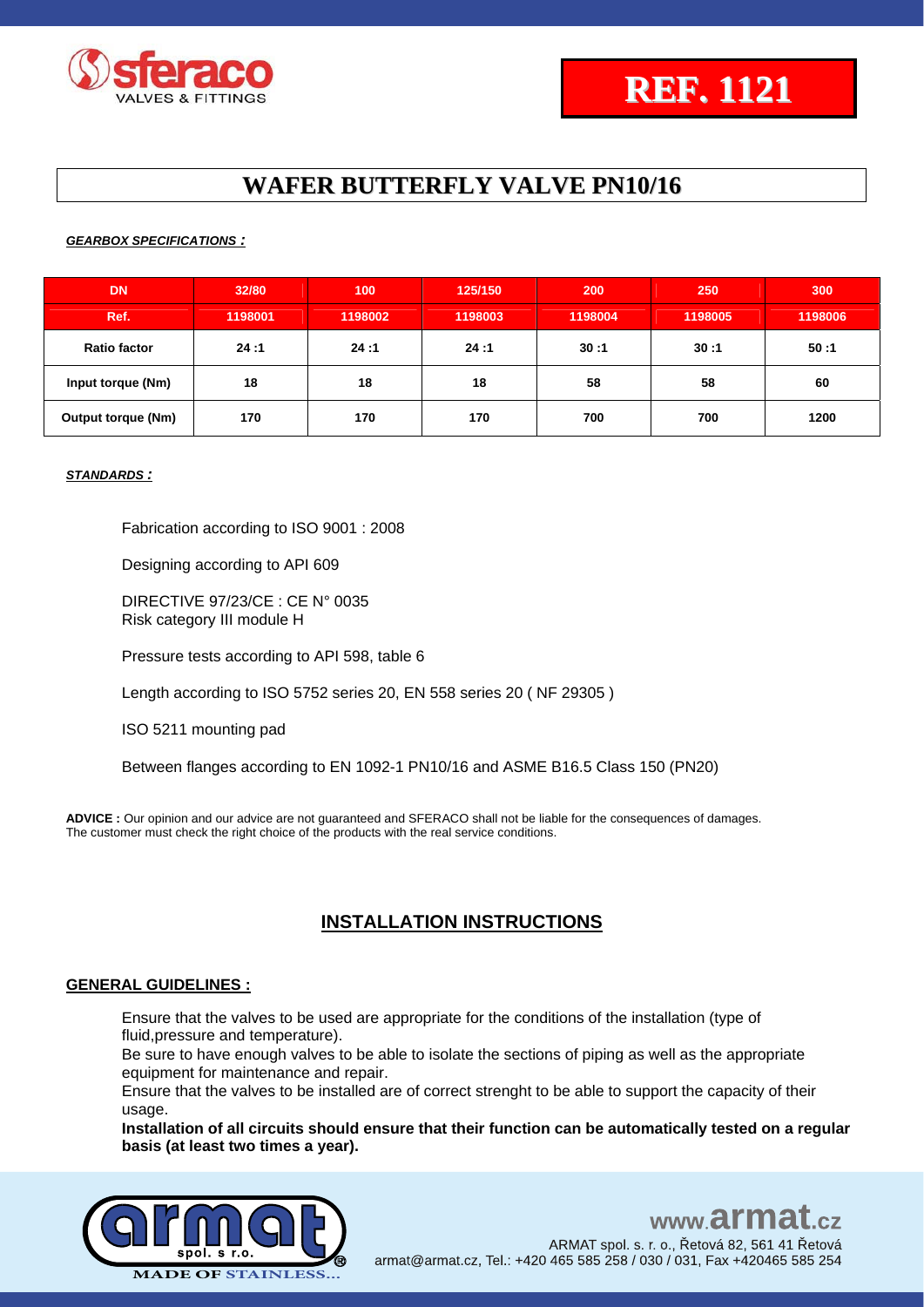**REF. 1121**

# WAFER BUTTERFLY VALVE PN10/16

***GEARBOX SPECIFICATIONS :***

| DN | 32/80 | 100 | 125/150 | 200 | 250 | 300 |
|---|---|---|---|---|---|---|
| Ref. | 1198001 | 1198002 | 1198003 | 1198004 | 1198005 | 1198006 |
| Ratio factor | 24 :1 | 24 :1 | 24 :1 | 30 :1 | 30 :1 | 50 :1 |
| Input torque (Nm) | 18 | 18 | 18 | 58 | 58 | 60 |
| Output torque (Nm) | 170 | 170 | 170 | 700 | 700 | 1200 |

***STANDARDS :***

Fabrication according to ISO 9001 : 2008

Designing according to API 609

DIRECTIVE 97/23/CE : CE N° 0035
Risk category III module H

Pressure tests according to API 598, table 6

Length according to ISO 5752 series 20, EN 558 series 20 ( NF 29305 )

ISO 5211 mounting pad

Between flanges according to EN 1092-1 PN10/16 and ASME B16.5 Class 150 (PN20)

**ADVICE :** Our opinion and our advice are not guaranteed and SFERACO shall not be liable for the consequences of damages. The customer must check the right choice of the products with the real service conditions.

## INSTALLATION INSTRUCTIONS

**GENERAL GUIDELINES :**

Ensure that the valves to be used are appropriate for the conditions of the installation (type of fluid,pressure and temperature).
Be sure to have enough valves to be able to isolate the sections of piping as well as the appropriate equipment for maintenance and repair.
Ensure that the valves to be installed are of correct strenght to be able to support the capacity of their usage.
**Installation of all circuits should ensure that their function can be automatically tested on a regular basis (at least two times a year).**

www.armat.cz
ARMAT spol. s r. o., Řetová 82, 561 41 Řetová
armat@armat.cz, Tel.: +420 465 585 258 / 030 / 031, Fax +420465 585 254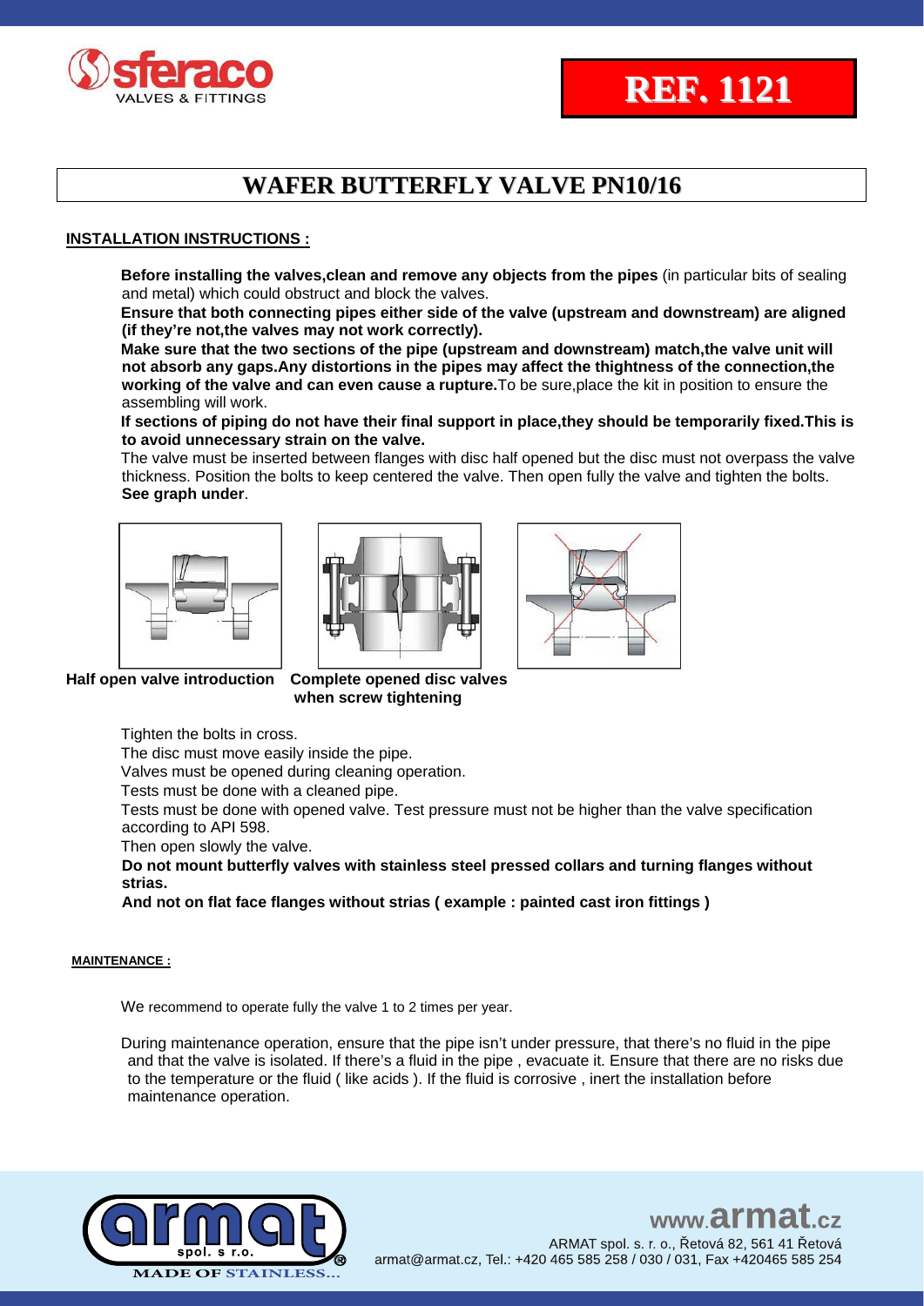# REF. 1121

## WAFER BUTTERFLY VALVE PN10/16

### INSTALLATION INSTRUCTIONS :

**Before installing the valves,clean and remove any objects from the pipes** (in particular bits of sealing and metal) which could obstruct and block the valves.

**Ensure that both connecting pipes either side of the valve (upstream and downstream) are aligned (if they're not,the valves may not work correctly).**

**Make sure that the two sections of the pipe (upstream and downstream) match,the valve unit will not absorb any gaps.Any distortions in the pipes may affect the thightness of the connection,the working of the valve and can even cause a rupture.**To be sure,place the kit in position to ensure the assembling will work.

**If sections of piping do not have their final support in place,they should be temporarily fixed.This is to avoid unnecessary strain on the valve.**

The valve must be inserted between flanges with disc half opened but the disc must not overpass the valve thickness. Position the bolts to keep centered the valve. Then open fully the valve and tighten the bolts. **See graph under**.

**Half open valve introduction** **Complete opened disc valves when screw tightening**

Tighten the bolts in cross.

The disc must move easily inside the pipe.

Valves must be opened during cleaning operation.

Tests must be done with a cleaned pipe.

Tests must be done with opened valve. Test pressure must not be higher than the valve specification according to API 598.

Then open slowly the valve.

**Do not mount butterfly valves with stainless steel pressed collars and turning flanges without strias.**

**And not on flat face flanges without strias ( example : painted cast iron fittings )**

### MAINTENANCE :

We recommend to operate fully the valve 1 to 2 times per year.

During maintenance operation, ensure that the pipe isn't under pressure, that there's no fluid in the pipe and that the valve is isolated. If there's a fluid in the pipe , evacuate it. Ensure that there are no risks due to the temperature or the fluid ( like acids ). If the fluid is corrosive , inert the installation before maintenance operation.

www.armat.cz

ARMAT spol. s r. o., Řetová 82, 561 41 Řetová

armat@armat.cz, Tel.: +420 465 585 258 / 030 / 031, Fax +420465 585 254